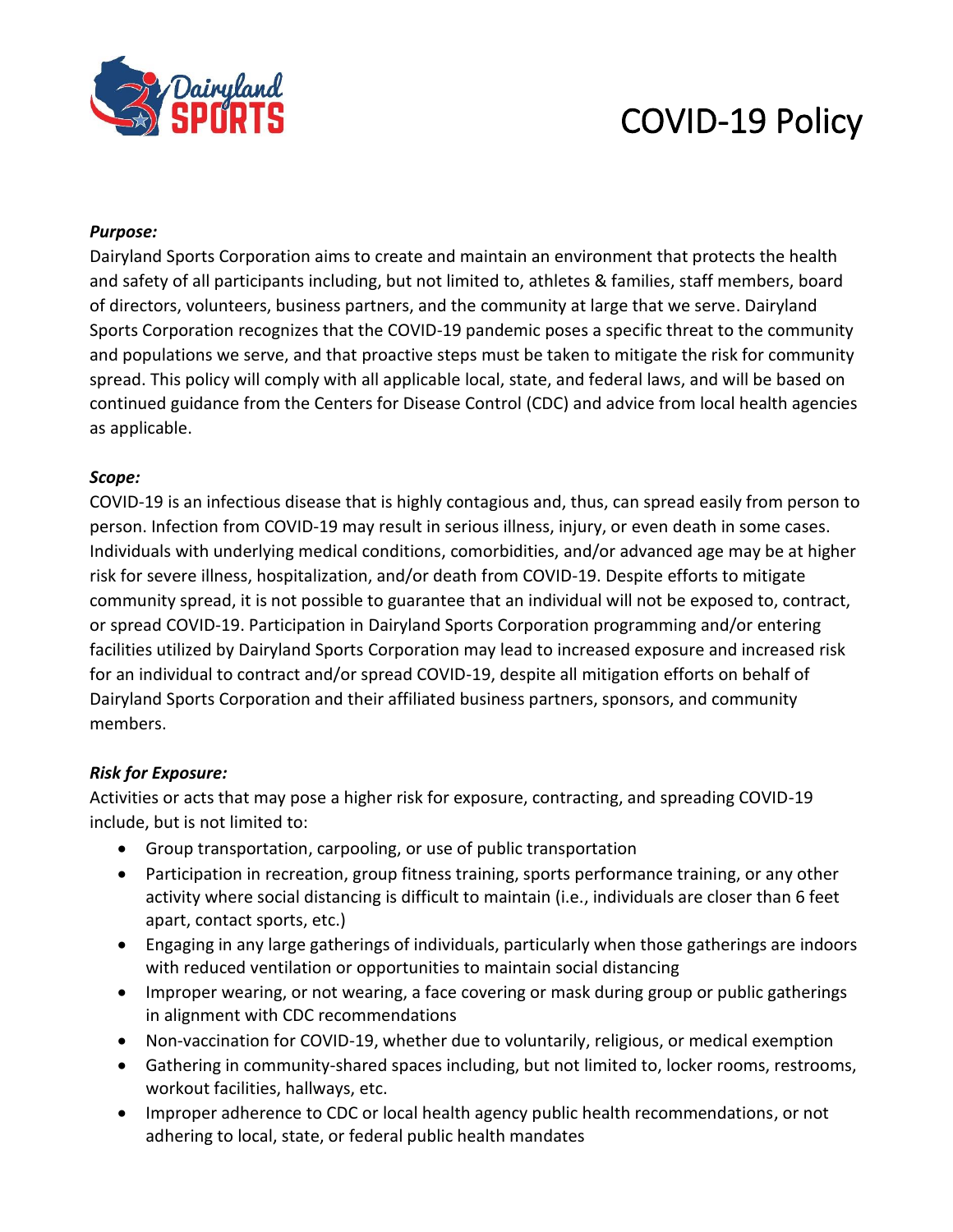# COVID-19 Policy

***Purpose:***

Dairyland Sports Corporation aims to create and maintain an environment that protects the health and safety of all participants including, but not limited to, athletes & families, staff members, board of directors, volunteers, business partners, and the community at large that we serve. Dairyland Sports Corporation recognizes that the COVID-19 pandemic poses a specific threat to the community and populations we serve, and that proactive steps must be taken to mitigate the risk for community spread. This policy will comply with all applicable local, state, and federal laws, and will be based on continued guidance from the Centers for Disease Control (CDC) and advice from local health agencies as applicable.

***Scope:***

COVID-19 is an infectious disease that is highly contagious and, thus, can spread easily from person to person. Infection from COVID-19 may result in serious illness, injury, or even death in some cases. Individuals with underlying medical conditions, comorbidities, and/or advanced age may be at higher risk for severe illness, hospitalization, and/or death from COVID-19. Despite efforts to mitigate community spread, it is not possible to guarantee that an individual will not be exposed to, contract, or spread COVID-19. Participation in Dairyland Sports Corporation programming and/or entering facilities utilized by Dairyland Sports Corporation may lead to increased exposure and increased risk for an individual to contract and/or spread COVID-19, despite all mitigation efforts on behalf of Dairyland Sports Corporation and their affiliated business partners, sponsors, and community members.

***Risk for Exposure:***

Activities or acts that may pose a higher risk for exposure, contracting, and spreading COVID-19 include, but is not limited to:

- Group transportation, carpooling, or use of public transportation
- Participation in recreation, group fitness training, sports performance training, or any other activity where social distancing is difficult to maintain (i.e., individuals are closer than 6 feet apart, contact sports, etc.)
- Engaging in any large gatherings of individuals, particularly when those gatherings are indoors with reduced ventilation or opportunities to maintain social distancing
- Improper wearing, or not wearing, a face covering or mask during group or public gatherings in alignment with CDC recommendations
- Non-vaccination for COVID-19, whether due to voluntarily, religious, or medical exemption
- Gathering in community-shared spaces including, but not limited to, locker rooms, restrooms, workout facilities, hallways, etc.
- Improper adherence to CDC or local health agency public health recommendations, or not adhering to local, state, or federal public health mandates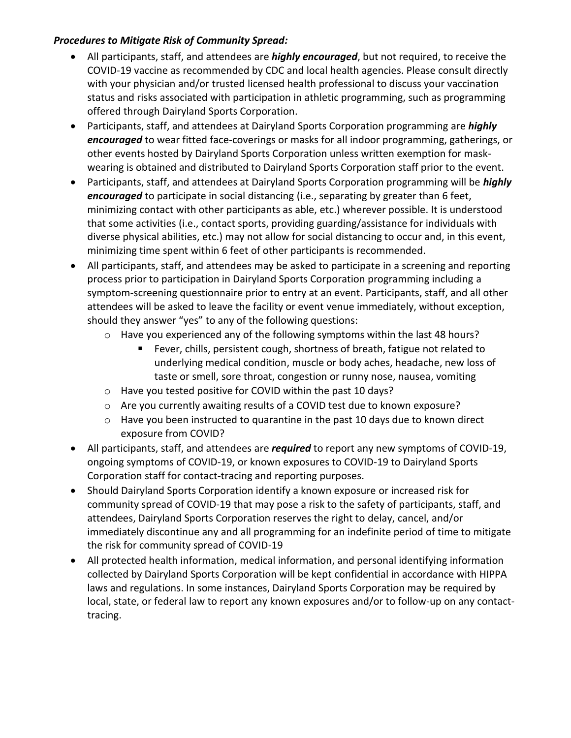***Procedures to Mitigate Risk of Community Spread:***

- All participants, staff, and attendees are ***highly encouraged***, but not required, to receive the COVID-19 vaccine as recommended by CDC and local health agencies. Please consult directly with your physician and/or trusted licensed health professional to discuss your vaccination status and risks associated with participation in athletic programming, such as programming offered through Dairyland Sports Corporation.
- Participants, staff, and attendees at Dairyland Sports Corporation programming are ***highly encouraged*** to wear fitted face-coverings or masks for all indoor programming, gatherings, or other events hosted by Dairyland Sports Corporation unless written exemption for mask-wearing is obtained and distributed to Dairyland Sports Corporation staff prior to the event.
- Participants, staff, and attendees at Dairyland Sports Corporation programming will be ***highly encouraged*** to participate in social distancing (i.e., separating by greater than 6 feet, minimizing contact with other participants as able, etc.) wherever possible. It is understood that some activities (i.e., contact sports, providing guarding/assistance for individuals with diverse physical abilities, etc.) may not allow for social distancing to occur and, in this event, minimizing time spent within 6 feet of other participants is recommended.
- All participants, staff, and attendees may be asked to participate in a screening and reporting process prior to participation in Dairyland Sports Corporation programming including a symptom-screening questionnaire prior to entry at an event. Participants, staff, and all other attendees will be asked to leave the facility or event venue immediately, without exception, should they answer "yes" to any of the following questions:
  - Have you experienced any of the following symptoms within the last 48 hours?
    - Fever, chills, persistent cough, shortness of breath, fatigue not related to underlying medical condition, muscle or body aches, headache, new loss of taste or smell, sore throat, congestion or runny nose, nausea, vomiting
  - Have you tested positive for COVID within the past 10 days?
  - Are you currently awaiting results of a COVID test due to known exposure?
  - Have you been instructed to quarantine in the past 10 days due to known direct exposure from COVID?
- All participants, staff, and attendees are ***required*** to report any new symptoms of COVID-19, ongoing symptoms of COVID-19, or known exposures to COVID-19 to Dairyland Sports Corporation staff for contact-tracing and reporting purposes.
- Should Dairyland Sports Corporation identify a known exposure or increased risk for community spread of COVID-19 that may pose a risk to the safety of participants, staff, and attendees, Dairyland Sports Corporation reserves the right to delay, cancel, and/or immediately discontinue any and all programming for an indefinite period of time to mitigate the risk for community spread of COVID-19
- All protected health information, medical information, and personal identifying information collected by Dairyland Sports Corporation will be kept confidential in accordance with HIPPA laws and regulations. In some instances, Dairyland Sports Corporation may be required by local, state, or federal law to report any known exposures and/or to follow-up on any contact-tracing.